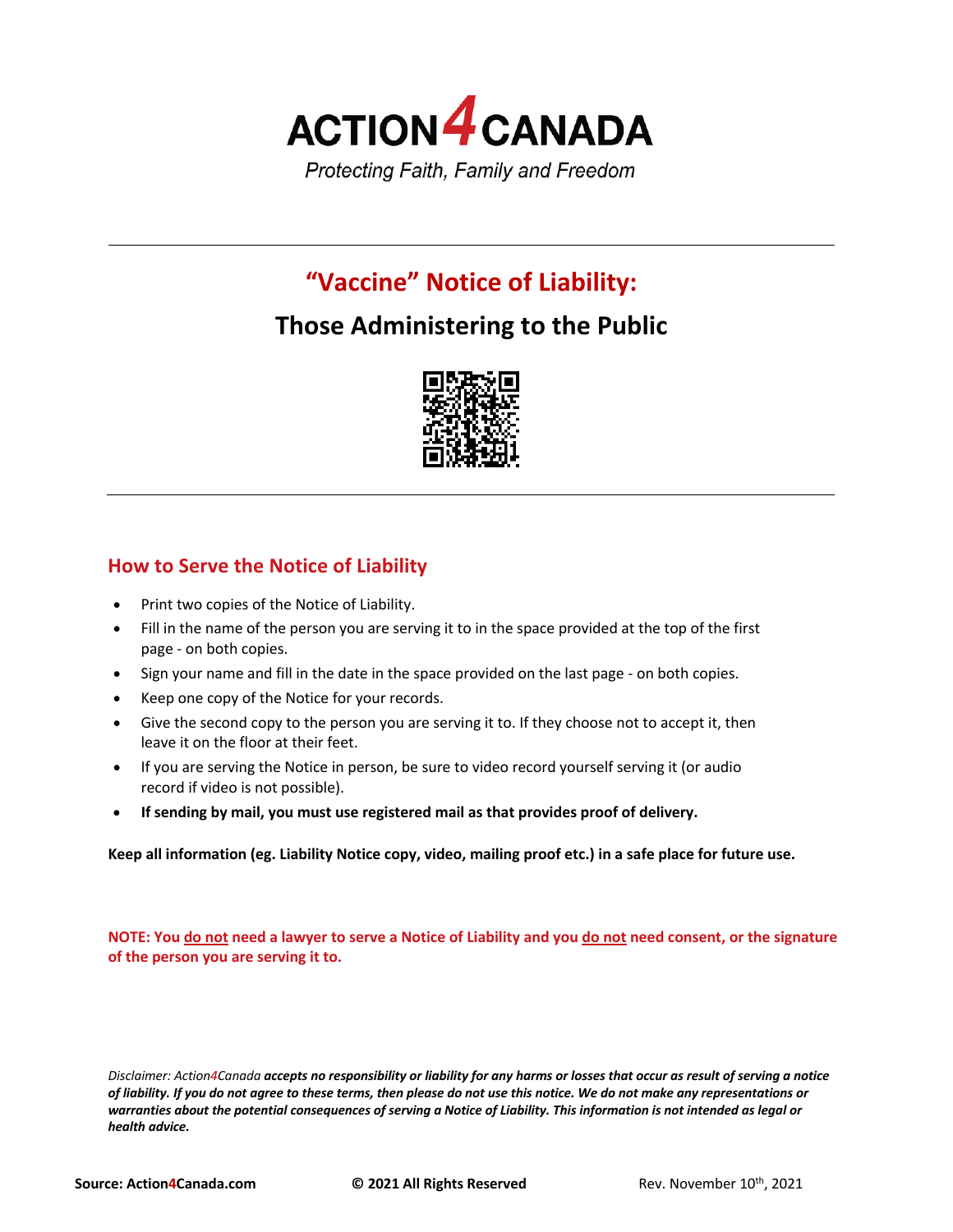# ACTION4CANADA

*Protecting Faith, Family and Freedom*

---

## "Vaccine" Notice of Liability:

## Those Administering to the Public

---

### How to Serve the Notice of Liability

- Print two copies of the Notice of Liability.
- Fill in the name of the person you are serving it to in the space provided at the top of the first page - on both copies.
- Sign your name and fill in the date in the space provided on the last page - on both copies.
- Keep one copy of the Notice for your records.
- Give the second copy to the person you are serving it to. If they choose not to accept it, then leave it on the floor at their feet.
- If you are serving the Notice in person, be sure to video record yourself serving it (or audio record if video is not possible).
- **If sending by mail, you must use registered mail as that provides proof of delivery.**

**Keep all information (eg. Liability Notice copy, video, mailing proof etc.) in a safe place for future use.**

**NOTE: You do not need a lawyer to serve a Notice of Liability and you do not need consent, or the signature of the person you are serving it to.**

*Disclaimer: Action4Canada **accepts no responsibility or liability for any harms or losses that occur as result of serving a notice of liability. If you do not agree to these terms, then please do not use this notice. We do not make any representations or warranties about the potential consequences of serving a Notice of Liability. This information is not intended as legal or health advice.***

**Source: Action4Canada.com** **© 2021 All Rights Reserved** Rev. November 10th, 2021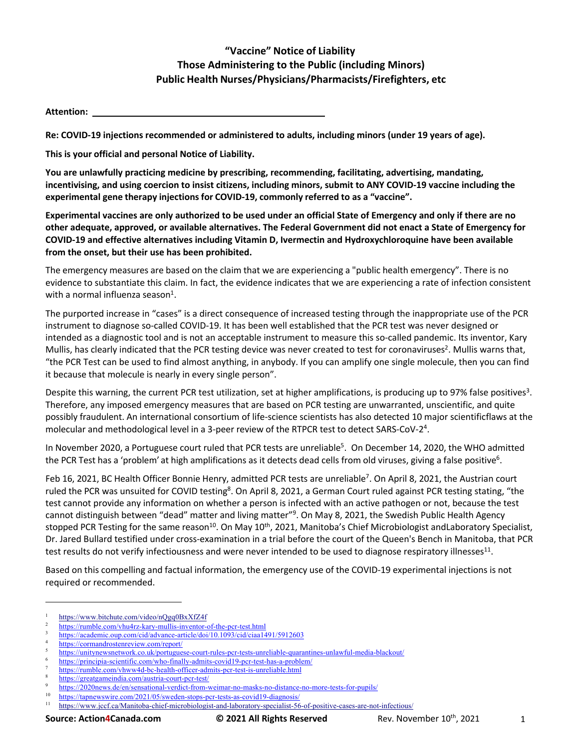# "Vaccine" Notice of Liability
## Those Administering to the Public (including Minors)
## Public Health Nurses/Physicians/Pharmacists/Firefighters, etc

**Attention:** ______________________________

**Re: COVID-19 injections recommended or administered to adults, including minors (under 19 years of age).**

**This is your official and personal Notice of Liability.**

**You are unlawfully practicing medicine by prescribing, recommending, facilitating, advertising, mandating, incentivising, and using coercion to insist citizens, including minors, submit to ANY COVID-19 vaccine including the experimental gene therapy injections for COVID-19, commonly referred to as a "vaccine".**

**Experimental vaccines are only authorized to be used under an official State of Emergency and only if there are no other adequate, approved, or available alternatives. The Federal Government did not enact a State of Emergency for COVID-19 and effective alternatives including Vitamin D, Ivermectin and Hydroxychloroquine have been available from the onset, but their use has been prohibited.**

The emergency measures are based on the claim that we are experiencing a "public health emergency". There is no evidence to substantiate this claim. In fact, the evidence indicates that we are experiencing a rate of infection consistent with a normal influenza season[1].

The purported increase in "cases" is a direct consequence of increased testing through the inappropriate use of the PCR instrument to diagnose so-called COVID-19. It has been well established that the PCR test was never designed or intended as a diagnostic tool and is not an acceptable instrument to measure this so-called pandemic. Its inventor, Kary Mullis, has clearly indicated that the PCR testing device was never created to test for coronaviruses[2]. Mullis warns that, "the PCR Test can be used to find almost anything, in anybody. If you can amplify one single molecule, then you can find it because that molecule is nearly in every single person".

Despite this warning, the current PCR test utilization, set at higher amplifications, is producing up to 97% false positives[3]. Therefore, any imposed emergency measures that are based on PCR testing are unwarranted, unscientific, and quite possibly fraudulent. An international consortium of life-science scientists has also detected 10 major scientificflaws at the molecular and methodological level in a 3-peer review of the RTPCR test to detect SARS-CoV-2[4].

In November 2020, a Portuguese court ruled that PCR tests are unreliable[5]. On December 14, 2020, the WHO admitted the PCR Test has a 'problem' at high amplifications as it detects dead cells from old viruses, giving a false positive[6].

Feb 16, 2021, BC Health Officer Bonnie Henry, admitted PCR tests are unreliable[7]. On April 8, 2021, the Austrian court ruled the PCR was unsuited for COVID testing[8]. On April 8, 2021, a German Court ruled against PCR testing stating, "the test cannot provide any information on whether a person is infected with an active pathogen or not, because the test cannot distinguish between "dead" matter and living matter"[9]. On May 8, 2021, the Swedish Public Health Agency stopped PCR Testing for the same reason[10]. On May 10th, 2021, Manitoba's Chief Microbiologist andLaboratory Specialist, Dr. Jared Bullard testified under cross-examination in a trial before the court of the Queen's Bench in Manitoba, that PCR test results do not verify infectiousness and were never intended to be used to diagnose respiratory illnesses[11].

Based on this compelling and factual information, the emergency use of the COVID-19 experimental injections is not required or recommended.

---

1. https://www.bitchute.com/video/nQgq0BxXfZ4f
2. https://rumble.com/vhu4rz-kary-mullis-inventor-of-the-pcr-test.html
3. https://academic.oup.com/cid/advance-article/doi/10.1093/cid/ciaa1491/5912603
4. https://cormandrostenreview.com/report/
5. https://unitynewsnetwork.co.uk/portuguese-court-rules-pcr-tests-unreliable-quarantines-unlawful-media-blackout/
6. https://principia-scientific.com/who-finally-admits-covid19-pcr-test-has-a-problem/
7. https://rumble.com/vhww4d-bc-health-officer-admits-pcr-test-is-unreliable.html
8. https://greatgameindia.com/austria-court-pcr-test/
9. https://2020news.de/en/sensational-verdict-from-weimar-no-masks-no-distance-no-more-tests-for-pupils/
10. https://tapnewswire.com/2021/05/sweden-stops-pcr-tests-as-covid19-diagnosis/
11. https://www.jccf.ca/Manitoba-chief-microbiologist-and-laboratory-specialist-56-of-positive-cases-are-not-infectious/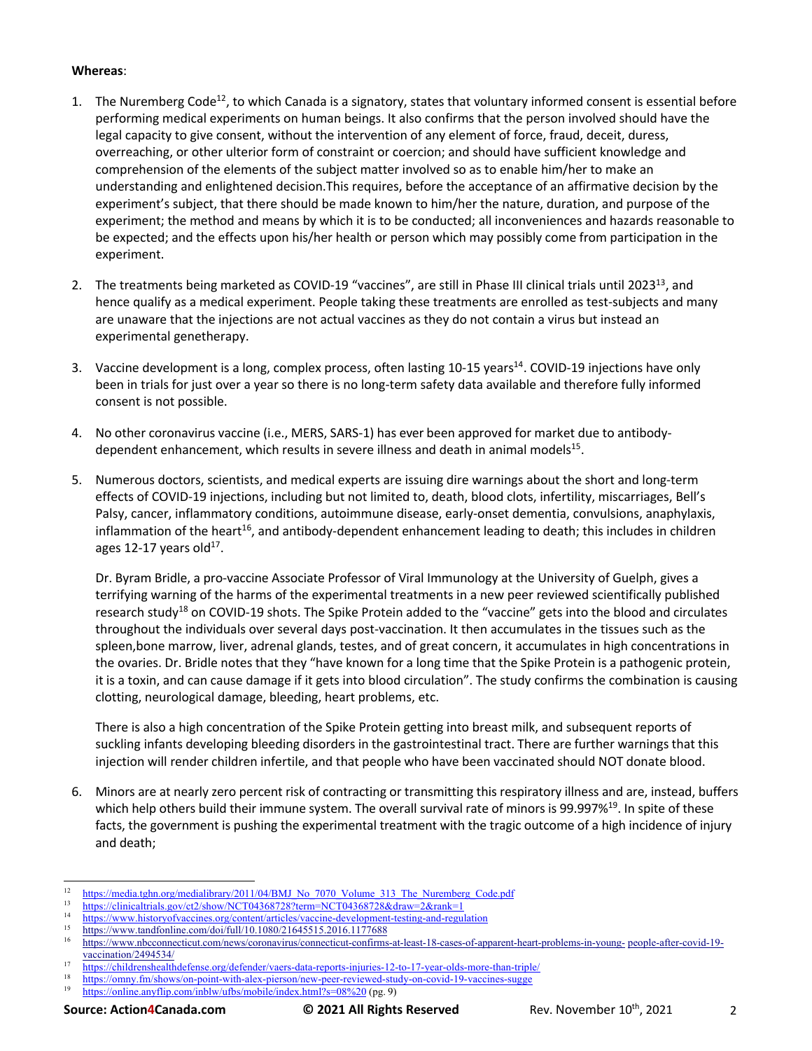**Whereas**:

1. The Nuremberg Code[12], to which Canada is a signatory, states that voluntary informed consent is essential before performing medical experiments on human beings. It also confirms that the person involved should have the legal capacity to give consent, without the intervention of any element of force, fraud, deceit, duress, overreaching, or other ulterior form of constraint or coercion; and should have sufficient knowledge and comprehension of the elements of the subject matter involved so as to enable him/her to make an understanding and enlightened decision.This requires, before the acceptance of an affirmative decision by the experiment's subject, that there should be made known to him/her the nature, duration, and purpose of the experiment; the method and means by which it is to be conducted; all inconveniences and hazards reasonable to be expected; and the effects upon his/her health or person which may possibly come from participation in the experiment.

2. The treatments being marketed as COVID-19 "vaccines", are still in Phase III clinical trials until 2023[13], and hence qualify as a medical experiment. People taking these treatments are enrolled as test-subjects and many are unaware that the injections are not actual vaccines as they do not contain a virus but instead an experimental genetherapy.

3. Vaccine development is a long, complex process, often lasting 10-15 years[14]. COVID-19 injections have only been in trials for just over a year so there is no long-term safety data available and therefore fully informed consent is not possible.

4. No other coronavirus vaccine (i.e., MERS, SARS-1) has ever been approved for market due to antibody-dependent enhancement, which results in severe illness and death in animal models[15].

5. Numerous doctors, scientists, and medical experts are issuing dire warnings about the short and long-term effects of COVID-19 injections, including but not limited to, death, blood clots, infertility, miscarriages, Bell's Palsy, cancer, inflammatory conditions, autoimmune disease, early-onset dementia, convulsions, anaphylaxis, inflammation of the heart[16], and antibody-dependent enhancement leading to death; this includes in children ages 12-17 years old[17].

   Dr. Byram Bridle, a pro-vaccine Associate Professor of Viral Immunology at the University of Guelph, gives a terrifying warning of the harms of the experimental treatments in a new peer reviewed scientifically published research study[18] on COVID-19 shots. The Spike Protein added to the "vaccine" gets into the blood and circulates throughout the individuals over several days post-vaccination. It then accumulates in the tissues such as the spleen,bone marrow, liver, adrenal glands, testes, and of great concern, it accumulates in high concentrations in the ovaries. Dr. Bridle notes that they "have known for a long time that the Spike Protein is a pathogenic protein, it is a toxin, and can cause damage if it gets into blood circulation". The study confirms the combination is causing clotting, neurological damage, bleeding, heart problems, etc.

   There is also a high concentration of the Spike Protein getting into breast milk, and subsequent reports of suckling infants developing bleeding disorders in the gastrointestinal tract. There are further warnings that this injection will render children infertile, and that people who have been vaccinated should NOT donate blood.

6. Minors are at nearly zero percent risk of contracting or transmitting this respiratory illness and are, instead, buffers which help others build their immune system. The overall survival rate of minors is 99.997%[19]. In spite of these facts, the government is pushing the experimental treatment with the tragic outcome of a high incidence of injury and death;

---

[12] https://media.tghn.org/medialibrary/2011/04/BMJ_No_7070_Volume_313_The_Nuremberg_Code.pdf

[13] https://clinicaltrials.gov/ct2/show/NCT04368728?term=NCT04368728&draw=2&rank=1

[14] https://www.historyofvaccines.org/content/articles/vaccine-development-testing-and-regulation

[15] https://www.tandfonline.com/doi/full/10.1080/21645515.2016.1177688

[16] https://www.nbcconnecticut.com/news/coronavirus/connecticut-confirms-at-least-18-cases-of-apparent-heart-problems-in-young- people-after-covid-19-vaccination/2494534/

[17] https://childrenshealthdefense.org/defender/vaers-data-reports-injuries-12-to-17-year-olds-more-than-triple/

[18] https://omny.fm/shows/on-point-with-alex-pierson/new-peer-reviewed-study-on-covid-19-vaccines-sugge

[19] https://online.anyflip.com/inblw/ufbs/mobile/index.html?s=08%20 (pg. 9)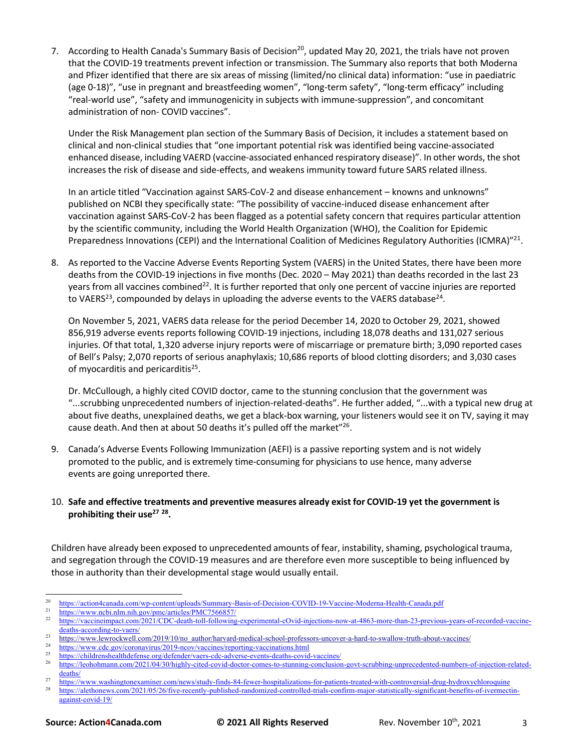7. According to Health Canada's Summary Basis of Decision[20], updated May 20, 2021, the trials have not proven that the COVID-19 treatments prevent infection or transmission. The Summary also reports that both Moderna and Pfizer identified that there are six areas of missing (limited/no clinical data) information: "use in paediatric (age 0-18)", "use in pregnant and breastfeeding women", "long-term safety", "long-term efficacy" including "real-world use", "safety and immunogenicity in subjects with immune-suppression", and concomitant administration of non- COVID vaccines".

   Under the Risk Management plan section of the Summary Basis of Decision, it includes a statement based on clinical and non-clinical studies that "one important potential risk was identified being vaccine-associated enhanced disease, including VAERD (vaccine-associated enhanced respiratory disease)". In other words, the shot increases the risk of disease and side-effects, and weakens immunity toward future SARS related illness.

   In an article titled "Vaccination against SARS-CoV-2 and disease enhancement – knowns and unknowns" published on NCBI they specifically state: "The possibility of vaccine-induced disease enhancement after vaccination against SARS-CoV-2 has been flagged as a potential safety concern that requires particular attention by the scientific community, including the World Health Organization (WHO), the Coalition for Epidemic Preparedness Innovations (CEPI) and the International Coalition of Medicines Regulatory Authorities (ICMRA)"[21].

8. As reported to the Vaccine Adverse Events Reporting System (VAERS) in the United States, there have been more deaths from the COVID-19 injections in five months (Dec. 2020 – May 2021) than deaths recorded in the last 23 years from all vaccines combined[22]. It is further reported that only one percent of vaccine injuries are reported to VAERS[23], compounded by delays in uploading the adverse events to the VAERS database[24].

   On November 5, 2021, VAERS data release for the period December 14, 2020 to October 29, 2021, showed 856,919 adverse events reports following COVID-19 injections, including 18,078 deaths and 131,027 serious injuries. Of that total, 1,320 adverse injury reports were of miscarriage or premature birth; 3,090 reported cases of Bell's Palsy; 2,070 reports of serious anaphylaxis; 10,686 reports of blood clotting disorders; and 3,030 cases of myocarditis and pericarditis[25].

   Dr. McCullough, a highly cited COVID doctor, came to the stunning conclusion that the government was "...scrubbing unprecedented numbers of injection-related-deaths". He further added, "...with a typical new drug at about five deaths, unexplained deaths, we get a black-box warning, your listeners would see it on TV, saying it may cause death. And then at about 50 deaths it's pulled off the market"[26].

9. Canada's Adverse Events Following Immunization (AEFI) is a passive reporting system and is not widely promoted to the public, and is extremely time-consuming for physicians to use hence, many adverse events are going unreported there.

10. **Safe and effective treatments and preventive measures already exist for COVID-19 yet the government is prohibiting their use[27] [28].**

Children have already been exposed to unprecedented amounts of fear, instability, shaming, psychological trauma, and segregation through the COVID-19 measures and are therefore even more susceptible to being influenced by those in authority than their developmental stage would usually entail.

---

[20] https://action4canada.com/wp-content/uploads/Summary-Basis-of-Decision-COVID-19-Vaccine-Moderna-Health-Canada.pdf

[21] https://www.ncbi.nlm.nih.gov/pmc/articles/PMC7566857/

[22] https://vaccineimpact.com/2021/CDC-death-toll-following-experimental-cOvid-injections-now-at-4863-more-than-23-previous-years-of-recorded-vaccine-deaths-according-to-vaers/

[23] https://www.lewrockwell.com/2019/10/no_author/harvard-medical-school-professors-uncover-a-hard-to-swallow-truth-about-vaccines/

[24] https://www.cdc.gov/coronavirus/2019-ncov/vaccines/reporting-vaccinations.html

[25] https://childrenshealthdefense.org/defender/vaers-cdc-adverse-events-deaths-covid-vaccines/

[26] https://leohohmann.com/2021/04/30/highly-cited-covid-doctor-comes-to-stunning-conclusion-govt-scrubbing-unprecedented-numbers-of-injection-related-deaths/

[27] https://www.washingtonexaminer.com/news/study-finds-84-fewer-hospitalizations-for-patients-treated-with-controversial-drug-hydroxychloroquine

[28] https://alethonews.com/2021/05/26/five-recently-published-randomized-controlled-trials-confirm-major-statistically-significant-benefits-of-ivermectin-against-covid-19/

**Source: Action4Canada.com** **© 2021 All Rights Reserved** Rev. November 10th, 2021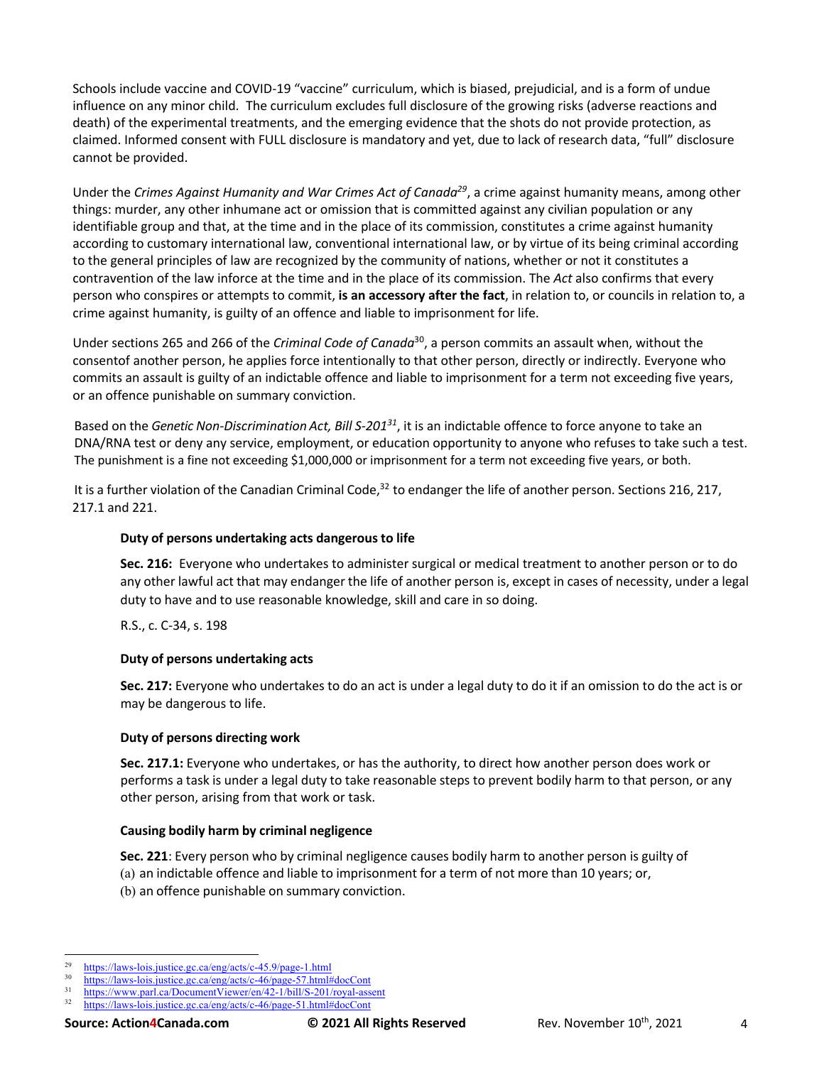Schools include vaccine and COVID-19 "vaccine" curriculum, which is biased, prejudicial, and is a form of undue influence on any minor child. The curriculum excludes full disclosure of the growing risks (adverse reactions and death) of the experimental treatments, and the emerging evidence that the shots do not provide protection, as claimed. Informed consent with FULL disclosure is mandatory and yet, due to lack of research data, "full" disclosure cannot be provided.

Under the *Crimes Against Humanity and War Crimes Act of Canada*[29], a crime against humanity means, among other things: murder, any other inhumane act or omission that is committed against any civilian population or any identifiable group and that, at the time and in the place of its commission, constitutes a crime against humanity according to customary international law, conventional international law, or by virtue of its being criminal according to the general principles of law are recognized by the community of nations, whether or not it constitutes a contravention of the law inforce at the time and in the place of its commission. The *Act* also confirms that every person who conspires or attempts to commit, **is an accessory after the fact**, in relation to, or councils in relation to, a crime against humanity, is guilty of an offence and liable to imprisonment for life.

Under sections 265 and 266 of the *Criminal Code of Canada*[30], a person commits an assault when, without the consentof another person, he applies force intentionally to that other person, directly or indirectly. Everyone who commits an assault is guilty of an indictable offence and liable to imprisonment for a term not exceeding five years, or an offence punishable on summary conviction.

Based on the *Genetic Non-Discrimination Act, Bill S-201*[31], it is an indictable offence to force anyone to take an DNA/RNA test or deny any service, employment, or education opportunity to anyone who refuses to take such a test. The punishment is a fine not exceeding $1,000,000 or imprisonment for a term not exceeding five years, or both.

It is a further violation of the Canadian Criminal Code,[32] to endanger the life of another person. Sections 216, 217, 217.1 and 221.

**Duty of persons undertaking acts dangerous to life**

**Sec. 216:** Everyone who undertakes to administer surgical or medical treatment to another person or to do any other lawful act that may endanger the life of another person is, except in cases of necessity, under a legal duty to have and to use reasonable knowledge, skill and care in so doing.

R.S., c. C-34, s. 198

**Duty of persons undertaking acts**

**Sec. 217:** Everyone who undertakes to do an act is under a legal duty to do it if an omission to do the act is or may be dangerous to life.

**Duty of persons directing work**

**Sec. 217.1:** Everyone who undertakes, or has the authority, to direct how another person does work or performs a task is under a legal duty to take reasonable steps to prevent bodily harm to that person, or any other person, arising from that work or task.

**Causing bodily harm by criminal negligence**

**Sec. 221**: Every person who by criminal negligence causes bodily harm to another person is guilty of
(a) an indictable offence and liable to imprisonment for a term of not more than 10 years; or,
(b) an offence punishable on summary conviction.

---

[29] https://laws-lois.justice.gc.ca/eng/acts/c-45.9/page-1.html
[30] https://laws-lois.justice.gc.ca/eng/acts/c-46/page-57.html#docCont
[31] https://www.parl.ca/DocumentViewer/en/42-1/bill/S-201/royal-assent
[32] https://laws-lois.justice.gc.ca/eng/acts/c-46/page-51.html#docCont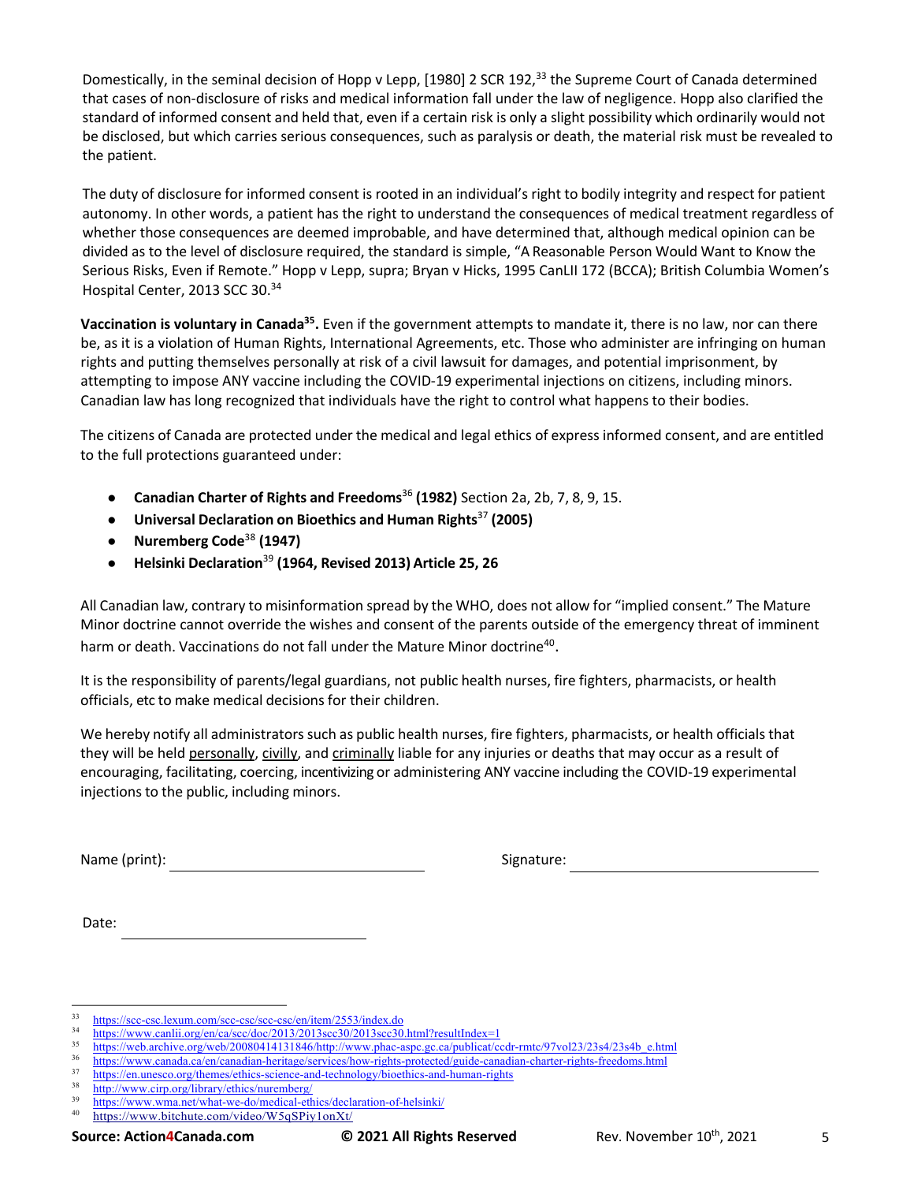Domestically, in the seminal decision of Hopp v Lepp, [1980] 2 SCR 192,[33] the Supreme Court of Canada determined that cases of non-disclosure of risks and medical information fall under the law of negligence. Hopp also clarified the standard of informed consent and held that, even if a certain risk is only a slight possibility which ordinarily would not be disclosed, but which carries serious consequences, such as paralysis or death, the material risk must be revealed to the patient.

The duty of disclosure for informed consent is rooted in an individual's right to bodily integrity and respect for patient autonomy. In other words, a patient has the right to understand the consequences of medical treatment regardless of whether those consequences are deemed improbable, and have determined that, although medical opinion can be divided as to the level of disclosure required, the standard is simple, "A Reasonable Person Would Want to Know the Serious Risks, Even if Remote." Hopp v Lepp, supra; Bryan v Hicks, 1995 CanLII 172 (BCCA); British Columbia Women's Hospital Center, 2013 SCC 30.[34]

**Vaccination is voluntary in Canada[35].** Even if the government attempts to mandate it, there is no law, nor can there be, as it is a violation of Human Rights, International Agreements, etc. Those who administer are infringing on human rights and putting themselves personally at risk of a civil lawsuit for damages, and potential imprisonment, by attempting to impose ANY vaccine including the COVID-19 experimental injections on citizens, including minors. Canadian law has long recognized that individuals have the right to control what happens to their bodies.

The citizens of Canada are protected under the medical and legal ethics of express informed consent, and are entitled to the full protections guaranteed under:

- **Canadian Charter of Rights and Freedoms**[36] **(1982)** Section 2a, 2b, 7, 8, 9, 15.
- **Universal Declaration on Bioethics and Human Rights**[37] **(2005)**
- **Nuremberg Code**[38] **(1947)**
- **Helsinki Declaration**[39] **(1964, Revised 2013) Article 25, 26**

All Canadian law, contrary to misinformation spread by the WHO, does not allow for "implied consent." The Mature Minor doctrine cannot override the wishes and consent of the parents outside of the emergency threat of imminent harm or death. Vaccinations do not fall under the Mature Minor doctrine[40].

It is the responsibility of parents/legal guardians, not public health nurses, fire fighters, pharmacists, or health officials, etc to make medical decisions for their children.

We hereby notify all administrators such as public health nurses, fire fighters, pharmacists, or health officials that they will be held personally, civilly, and criminally liable for any injuries or deaths that may occur as a result of encouraging, facilitating, coercing, incentivizing or administering ANY vaccine including the COVID-19 experimental injections to the public, including minors.

Name (print): ______________________ Signature: ______________________

Date: ______________________

---

33 https://scc-csc.lexum.com/scc-csc/scc-csc/en/item/2553/index.do
34 https://www.canlii.org/en/ca/scc/doc/2013/2013scc30/2013scc30.html?resultIndex=1
35 https://web.archive.org/web/20080414131846/http://www.phac-aspc.gc.ca/publicat/ccdr-rmtc/97vol23/23s4/23s4b_e.html
36 https://www.canada.ca/en/canadian-heritage/services/how-rights-protected/guide-canadian-charter-rights-freedoms.html
37 https://en.unesco.org/themes/ethics-science-and-technology/bioethics-and-human-rights
38 http://www.cirp.org/library/ethics/nuremberg/
39 https://www.wma.net/what-we-do/medical-ethics/declaration-of-helsinki/
40 https://www.bitchute.com/video/W5qSPiy1onXt/

Source: Action4Canada.com © 2021 All Rights Reserved Rev. November 10th, 2021